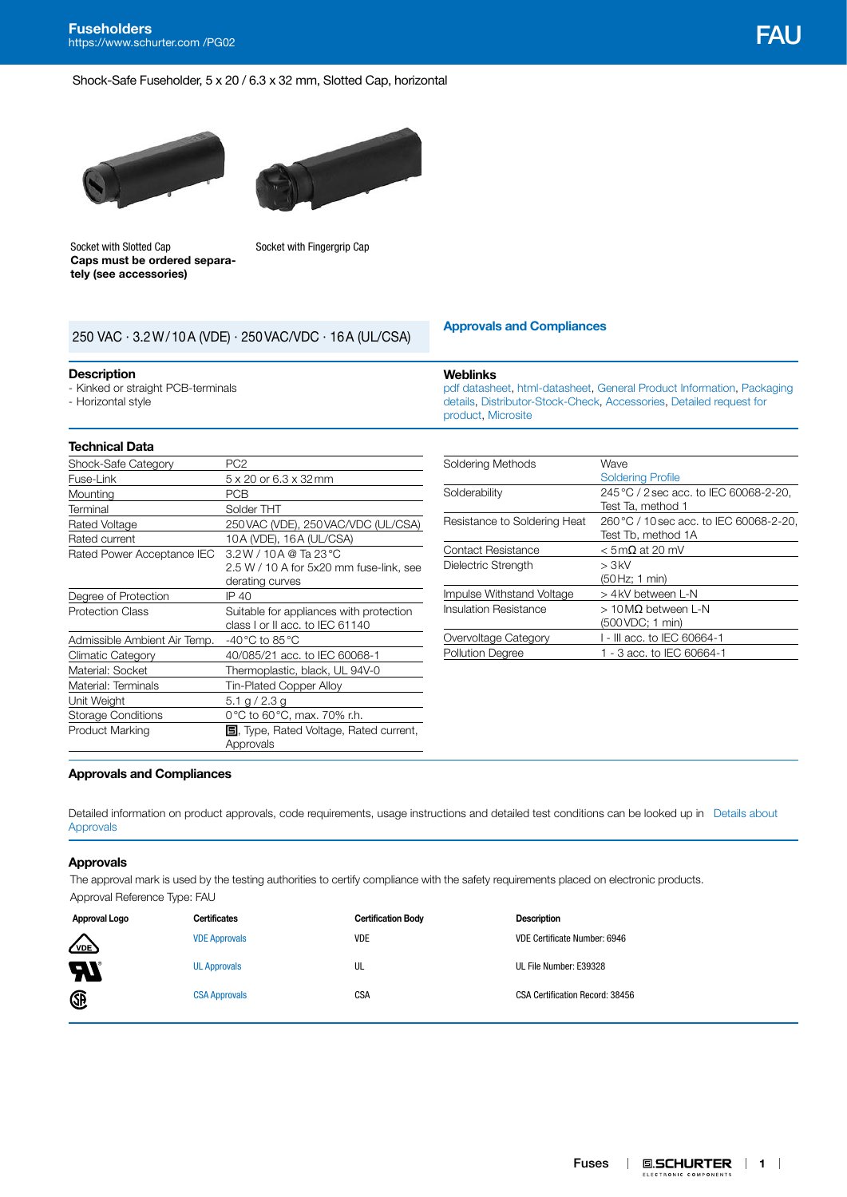# Fuseholders

https://www.schurter.com /PG02

FAU

Shock-Safe Fuseholder, 5 x 20 / 6.3 x 32 mm, Slotted Cap, horizontal

Socket with Slotted Cap
**Caps must be ordered separately (see accessories)**

Socket with Fingergrip Cap

250 VAC · 3.2 W / 10 A (VDE) · 250 VAC/VDC · 16 A (UL/CSA)

**Approvals and Compliances**

## Description

- Kinked or straight PCB-terminals
- Horizontal style

## Weblinks

pdf datasheet, html-datasheet, General Product Information, Packaging details, Distributor-Stock-Check, Accessories, Detailed request for product, Microsite

## Technical Data

| | |
|---|---|
| Shock-Safe Category | PC2 |
| Fuse-Link | 5 x 20 or 6.3 x 32 mm |
| Mounting | PCB |
| Terminal | Solder THT |
| Rated Voltage | 250 VAC (VDE), 250 VAC/VDC (UL/CSA) |
| Rated current | 10 A (VDE), 16 A (UL/CSA) |
| Rated Power Acceptance IEC | 3.2 W / 10 A @ Ta 23 °C<br>2.5 W / 10 A for 5x20 mm fuse-link, see derating curves |
| Degree of Protection | IP 40 |
| Protection Class | Suitable for appliances with protection class I or II acc. to IEC 61140 |
| Admissible Ambient Air Temp. | -40 °C to 85 °C |
| Climatic Category | 40/085/21 acc. to IEC 60068-1 |
| Material: Socket | Thermoplastic, black, UL 94V-0 |
| Material: Terminals | Tin-Plated Copper Alloy |
| Unit Weight | 5.1 g / 2.3 g |
| Storage Conditions | 0 °C to 60 °C, max. 70% r.h. |
| Product Marking | Logo, Type, Rated Voltage, Rated current, Approvals |

| | |
|---|---|
| Soldering Methods | Wave<br>Soldering Profile |
| Solderability | 245 °C / 2 sec acc. to IEC 60068-2-20, Test Ta, method 1 |
| Resistance to Soldering Heat | 260 °C / 10 sec acc. to IEC 60068-2-20, Test Tb, method 1A |
| Contact Resistance | < 5 mΩ at 20 mV |
| Dielectric Strength | > 3 kV<br>(50 Hz; 1 min) |
| Impulse Withstand Voltage | > 4 kV between L-N |
| Insulation Resistance | > 10 MΩ between L-N<br>(500 VDC; 1 min) |
| Overvoltage Category | I - III acc. to IEC 60664-1 |
| Pollution Degree | 1 - 3 acc. to IEC 60664-1 |

## Approvals and Compliances

Detailed information on product approvals, code requirements, usage instructions and detailed test conditions can be looked up in Details about Approvals

## Approvals

The approval mark is used by the testing authorities to certify compliance with the safety requirements placed on electronic products.

Approval Reference Type: FAU

| Approval Logo | Certificates | Certification Body | Description |
|---|---|---|---|
| VDE | VDE Approvals | VDE | VDE Certificate Number: 6946 |
| UL | UL Approvals | UL | UL File Number: E39328 |
| CSA | CSA Approvals | CSA | CSA Certification Record: 38456 |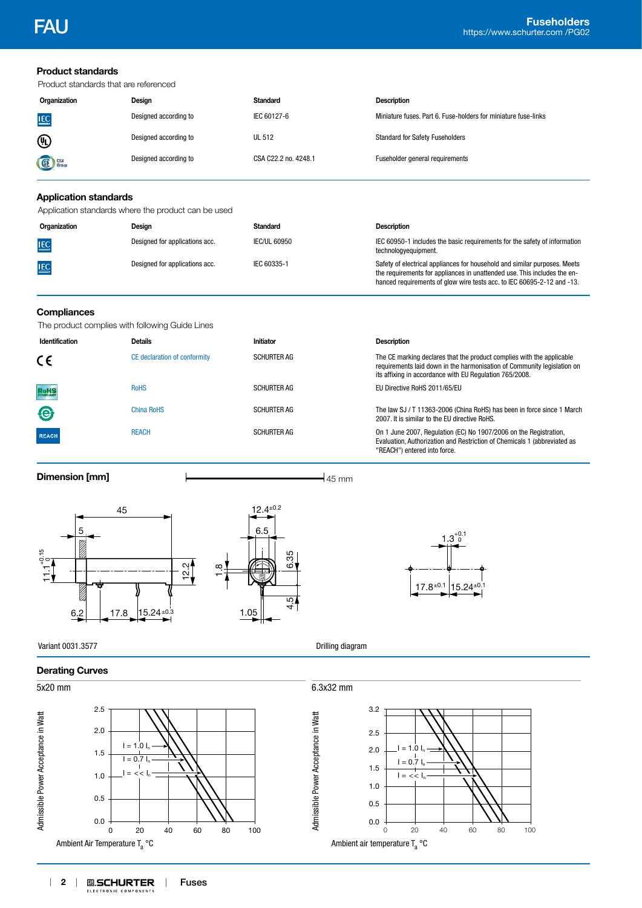## Product standards

Product standards that are referenced

| Organization | Design | Standard | Description |
|---|---|---|---|
| IEC | Designed according to | IEC 60127-6 | Miniature fuses. Part 6. Fuse-holders for miniature fuse-links |
| UL | Designed according to | UL 512 | Standard for Safety Fuseholders |
| CSA Group | Designed according to | CSA C22.2 no. 4248.1 | Fuseholder general requirements |

## Application standards

Application standards where the product can be used

| Organization | Design | Standard | Description |
|---|---|---|---|
| IEC | Designed for applications acc. | IEC/UL 60950 | IEC 60950-1 includes the basic requirements for the safety of information technologyequipment. |
| IEC | Designed for applications acc. | IEC 60335-1 | Safety of electrical appliances for household and similar purposes. Meets the requirements for appliances in unattended use. This includes the enhanced requirements of glow wire tests acc. to IEC 60695-2-12 and -13. |

## Compliances

The product complies with following Guide Lines

| Identification | Details | Initiator | Description |
|---|---|---|---|
| CE | CE declaration of conformity | SCHURTER AG | The CE marking declares that the product complies with the applicable requirements laid down in the harmonisation of Community legislation on its affixing in accordance with EU Regulation 765/2008. |
| RoHS | RoHS | SCHURTER AG | EU Directive RoHS 2011/65/EU |
| China RoHS | China RoHS | SCHURTER AG | The law SJ / T 11363-2006 (China RoHS) has been in force since 1 March 2007. It is similar to the EU directive RoHS. |
| REACH | REACH | SCHURTER AG | On 1 June 2007, Regulation (EC) No 1907/2006 on the Registration, Evaluation, Authorization and Restriction of Chemicals 1 (abbreviated as "REACH") entered into force. |

## Dimension [mm]

45 mm

Variant 0031.3577

Drilling diagram

## Derating Curves

5x20 mm

6.3x32 mm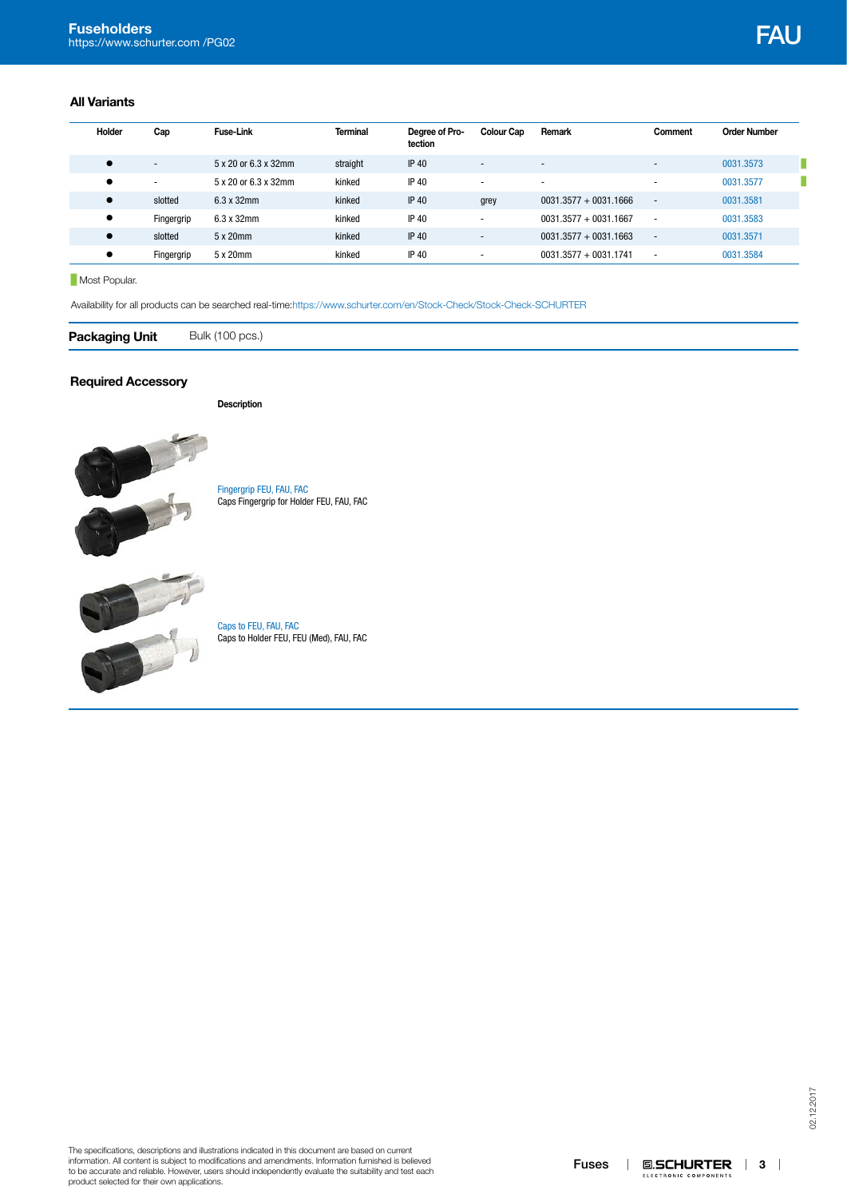## All Variants

| Holder | Cap | Fuse-Link | Terminal | Degree of Protection | Colour Cap | Remark | Comment | Order Number |
|---|---|---|---|---|---|---|---|---|
| ● | - | 5 x 20 or 6.3 x 32mm | straight | IP 40 | - | - | - | 0031.3573 |
| ● | - | 5 x 20 or 6.3 x 32mm | kinked | IP 40 | - | - | - | 0031.3577 |
| ● | slotted | 6.3 x 32mm | kinked | IP 40 | grey | 0031.3577 + 0031.1666 | - | 0031.3581 |
| ● | Fingergrip | 6.3 x 32mm | kinked | IP 40 | - | 0031.3577 + 0031.1667 | - | 0031.3583 |
| ● | slotted | 5 x 20mm | kinked | IP 40 | - | 0031.3577 + 0031.1663 | - | 0031.3571 |
| ● | Fingergrip | 5 x 20mm | kinked | IP 40 | - | 0031.3577 + 0031.1741 | - | 0031.3584 |

Most Popular.

Availability for all products can be searched real-time:https://www.schurter.com/en/Stock-Check/Stock-Check-SCHURTER

**Packaging Unit** Bulk (100 pcs.)

## Required Accessory

**Description**

Fingergrip FEU, FAU, FAC
Caps Fingergrip for Holder FEU, FAU, FAC

Caps to FEU, FAU, FAC
Caps to Holder FEU, FEU (Med), FAU, FAC

The specifications, descriptions and illustrations indicated in this document are based on current information. All content is subject to modifications and amendments. Information furnished is believed to be accurate and reliable. However, users should independently evaluate the suitability and test each product selected for their own applications.